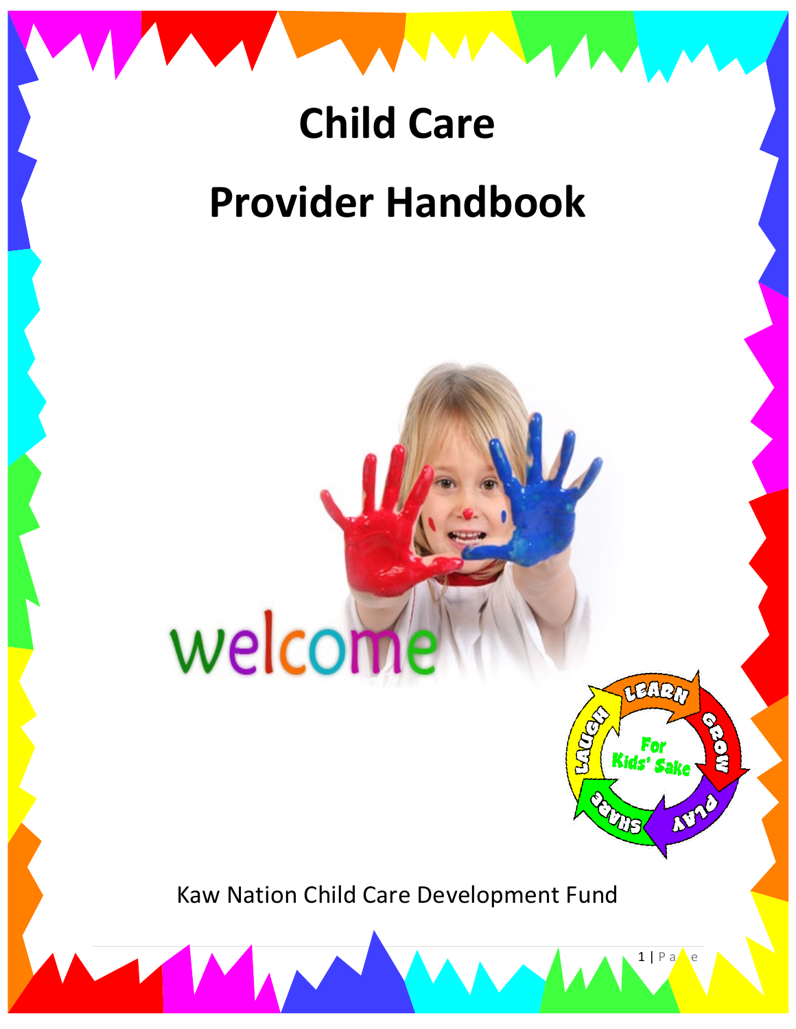# Child Care

# Provider Handbook

welcome

Kaw Nation Child Care Development Fund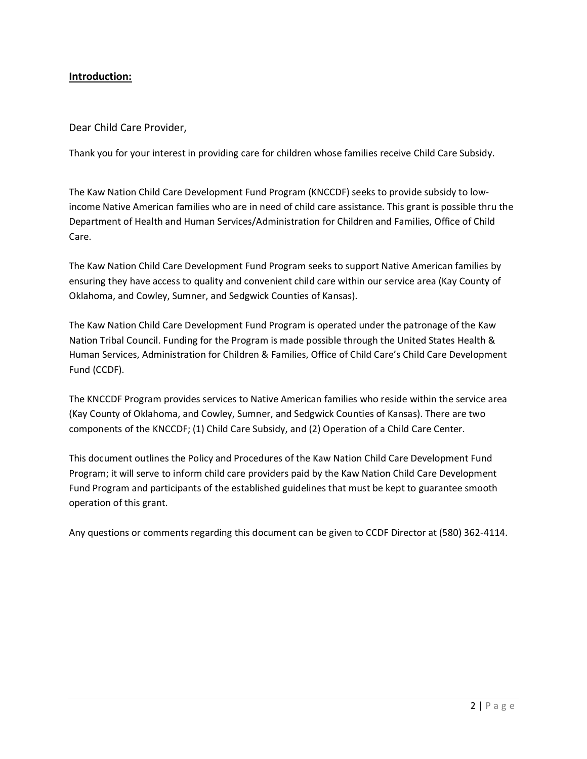## **Introduction:**

Dear Child Care Provider,

Thank you for your interest in providing care for children whose families receive Child Care Subsidy.

The Kaw Nation Child Care Development Fund Program (KNCCDF) seeks to provide subsidy to low-income Native American families who are in need of child care assistance. This grant is possible thru the Department of Health and Human Services/Administration for Children and Families, Office of Child Care.

The Kaw Nation Child Care Development Fund Program seeks to support Native American families by ensuring they have access to quality and convenient child care within our service area (Kay County of Oklahoma, and Cowley, Sumner, and Sedgwick Counties of Kansas).

The Kaw Nation Child Care Development Fund Program is operated under the patronage of the Kaw Nation Tribal Council. Funding for the Program is made possible through the United States Health & Human Services, Administration for Children & Families, Office of Child Care's Child Care Development Fund (CCDF).

The KNCCDF Program provides services to Native American families who reside within the service area (Kay County of Oklahoma, and Cowley, Sumner, and Sedgwick Counties of Kansas). There are two components of the KNCCDF; (1) Child Care Subsidy, and (2) Operation of a Child Care Center.

This document outlines the Policy and Procedures of the Kaw Nation Child Care Development Fund Program; it will serve to inform child care providers paid by the Kaw Nation Child Care Development Fund Program and participants of the established guidelines that must be kept to guarantee smooth operation of this grant.

Any questions or comments regarding this document can be given to CCDF Director at (580) 362-4114.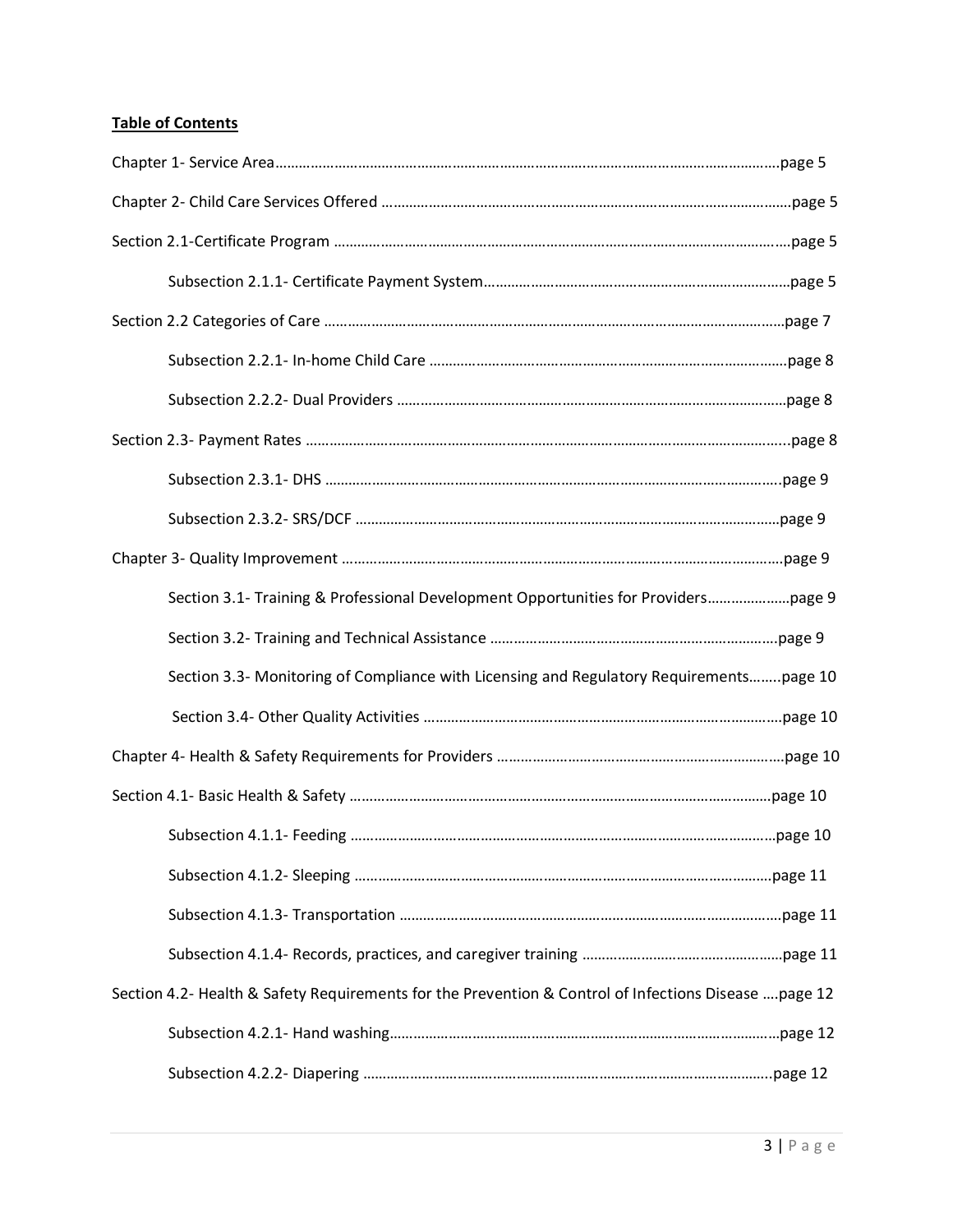**Table of Contents**

Chapter 1- Service Area……………………………………………………………………………………………………page 5

Chapter 2- Child Care Services Offered ……………………………………………………………………………page 5

Section 2.1-Certificate Program ……………………………………………………………………………………page 5

  Subsection 2.1.1- Certificate Payment System……………………………………………………………page 5

Section 2.2 Categories of Care ………………………………………………………………………………………page 7

  Subsection 2.2.1- In-home Child Care …………………………………………………………………………page 8

  Subsection 2.2.2- Dual Providers ………………………………………………………………………………page 8

Section 2.3- Payment Rates ……………………………………………………………………………………………page 8

  Subsection 2.3.1- DHS ………………………………………………………………………………………………page 9

  Subsection 2.3.2- SRS/DCF ………………………………………………………………………………………page 9

Chapter 3- Quality Improvement ……………………………………………………………………………………page 9

  Section 3.1- Training & Professional Development Opportunities for Providers…………………page 9

  Section 3.2- Training and Technical Assistance …………………………………………………………page 9

  Section 3.3- Monitoring of Compliance with Licensing and Regulatory Requirements……..page 10

  Section 3.4- Other Quality Activities …………………………………………………………………………page 10

Chapter 4- Health & Safety Requirements for Providers ……………………………………………………page 10

Section 4.1- Basic Health & Safety ……………………………………………………………………………page 10

  Subsection 4.1.1- Feeding …………………………………………………………………………………page 10

  Subsection 4.1.2- Sleeping ………………………………………………………………………………page 11

  Subsection 4.1.3- Transportation ………………………………………………………………………page 11

  Subsection 4.1.4- Records, practices, and caregiver training ……………………………………page 11

Section 4.2- Health & Safety Requirements for the Prevention & Control of Infections Disease ….page 12

  Subsection 4.2.1- Hand washing………………………………………………………………………………page 12

  Subsection 4.2.2- Diapering ……………………………………………………………………………………page 12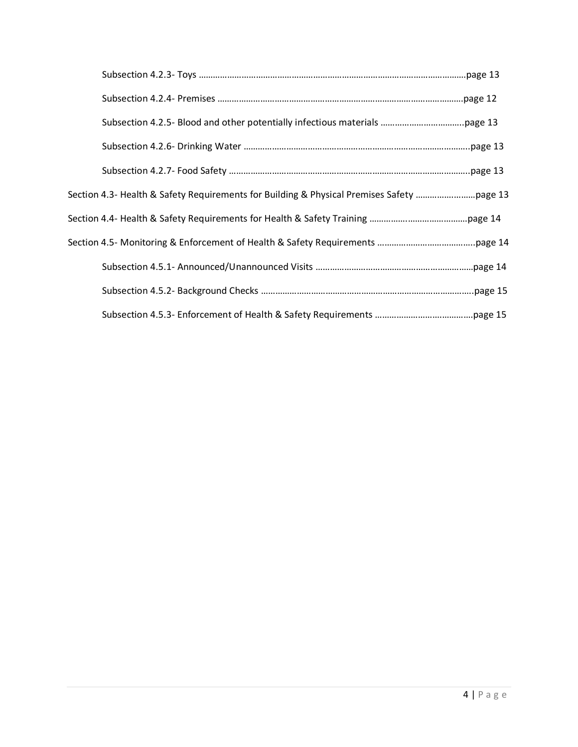Subsection 4.2.3- Toys ……………………………………………………………………………………………………page 13

Subsection 4.2.4- Premises …………………………………………………………………………………………page 12

Subsection 4.2.5- Blood and other potentially infectious materials ……………………………..page 13

Subsection 4.2.6- Drinking Water ……………………………………………………………………………….page 13

Subsection 4.2.7- Food Safety ……………………………………………………………………………………..page 13

Section 4.3- Health & Safety Requirements for Building & Physical Premises Safety ……………………page 13

Section 4.4- Health & Safety Requirements for Health & Safety Training ……………………………………page 14

Section 4.5- Monitoring & Enforcement of Health & Safety Requirements …………………………………..page 14

Subsection 4.5.1- Announced/Unannounced Visits ……………………………………………………………page 14

Subsection 4.5.2- Background Checks ……………………………………………………………………………….page 15

Subsection 4.5.3- Enforcement of Health & Safety Requirements …………………………………page 15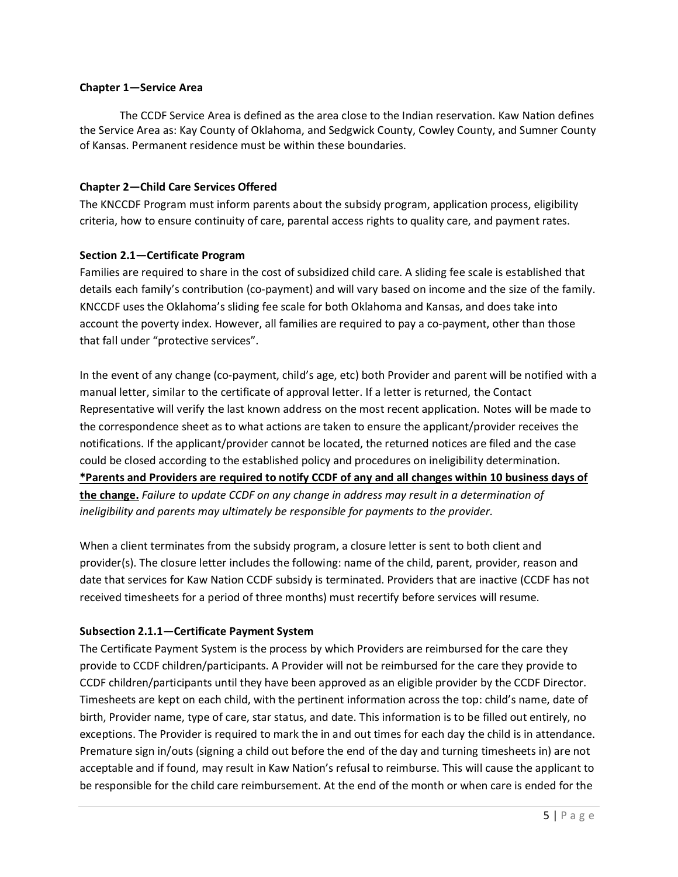**Chapter 1—Service Area**

The CCDF Service Area is defined as the area close to the Indian reservation. Kaw Nation defines the Service Area as: Kay County of Oklahoma, and Sedgwick County, Cowley County, and Sumner County of Kansas. Permanent residence must be within these boundaries.

**Chapter 2—Child Care Services Offered**

The KNCCDF Program must inform parents about the subsidy program, application process, eligibility criteria, how to ensure continuity of care, parental access rights to quality care, and payment rates.

**Section 2.1—Certificate Program**

Families are required to share in the cost of subsidized child care. A sliding fee scale is established that details each family's contribution (co-payment) and will vary based on income and the size of the family. KNCCDF uses the Oklahoma's sliding fee scale for both Oklahoma and Kansas, and does take into account the poverty index. However, all families are required to pay a co-payment, other than those that fall under "protective services".

In the event of any change (co-payment, child's age, etc) both Provider and parent will be notified with a manual letter, similar to the certificate of approval letter. If a letter is returned, the Contact Representative will verify the last known address on the most recent application. Notes will be made to the correspondence sheet as to what actions are taken to ensure the applicant/provider receives the notifications. If the applicant/provider cannot be located, the returned notices are filed and the case could be closed according to the established policy and procedures on ineligibility determination. **<u>*Parents and Providers are required to notify CCDF of any and all changes within 10 business days of the change.</u>** *Failure to update CCDF on any change in address may result in a determination of ineligibility and parents may ultimately be responsible for payments to the provider.*

When a client terminates from the subsidy program, a closure letter is sent to both client and provider(s). The closure letter includes the following: name of the child, parent, provider, reason and date that services for Kaw Nation CCDF subsidy is terminated. Providers that are inactive (CCDF has not received timesheets for a period of three months) must recertify before services will resume.

**Subsection 2.1.1—Certificate Payment System**

The Certificate Payment System is the process by which Providers are reimbursed for the care they provide to CCDF children/participants. A Provider will not be reimbursed for the care they provide to CCDF children/participants until they have been approved as an eligible provider by the CCDF Director. Timesheets are kept on each child, with the pertinent information across the top: child's name, date of birth, Provider name, type of care, star status, and date. This information is to be filled out entirely, no exceptions. The Provider is required to mark the in and out times for each day the child is in attendance. Premature sign in/outs (signing a child out before the end of the day and turning timesheets in) are not acceptable and if found, may result in Kaw Nation's refusal to reimburse. This will cause the applicant to be responsible for the child care reimbursement. At the end of the month or when care is ended for the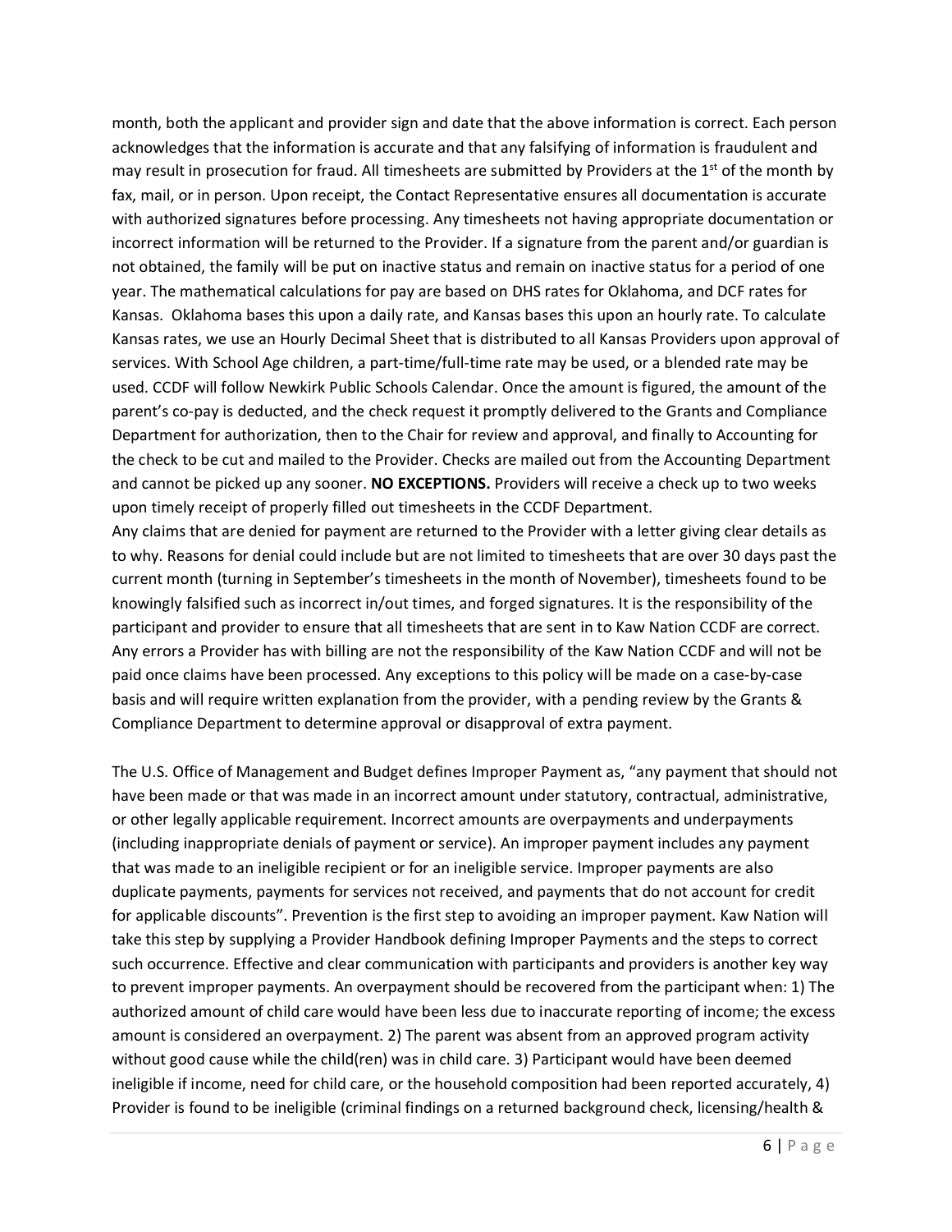month, both the applicant and provider sign and date that the above information is correct. Each person acknowledges that the information is accurate and that any falsifying of information is fraudulent and may result in prosecution for fraud. All timesheets are submitted by Providers at the 1st of the month by fax, mail, or in person. Upon receipt, the Contact Representative ensures all documentation is accurate with authorized signatures before processing. Any timesheets not having appropriate documentation or incorrect information will be returned to the Provider. If a signature from the parent and/or guardian is not obtained, the family will be put on inactive status and remain on inactive status for a period of one year. The mathematical calculations for pay are based on DHS rates for Oklahoma, and DCF rates for Kansas. Oklahoma bases this upon a daily rate, and Kansas bases this upon an hourly rate. To calculate Kansas rates, we use an Hourly Decimal Sheet that is distributed to all Kansas Providers upon approval of services. With School Age children, a part-time/full-time rate may be used, or a blended rate may be used. CCDF will follow Newkirk Public Schools Calendar. Once the amount is figured, the amount of the parent's co-pay is deducted, and the check request it promptly delivered to the Grants and Compliance Department for authorization, then to the Chair for review and approval, and finally to Accounting for the check to be cut and mailed to the Provider. Checks are mailed out from the Accounting Department and cannot be picked up any sooner. **NO EXCEPTIONS.** Providers will receive a check up to two weeks upon timely receipt of properly filled out timesheets in the CCDF Department.

Any claims that are denied for payment are returned to the Provider with a letter giving clear details as to why. Reasons for denial could include but are not limited to timesheets that are over 30 days past the current month (turning in September's timesheets in the month of November), timesheets found to be knowingly falsified such as incorrect in/out times, and forged signatures. It is the responsibility of the participant and provider to ensure that all timesheets that are sent in to Kaw Nation CCDF are correct. Any errors a Provider has with billing are not the responsibility of the Kaw Nation CCDF and will not be paid once claims have been processed. Any exceptions to this policy will be made on a case-by-case basis and will require written explanation from the provider, with a pending review by the Grants & Compliance Department to determine approval or disapproval of extra payment.

The U.S. Office of Management and Budget defines Improper Payment as, "any payment that should not have been made or that was made in an incorrect amount under statutory, contractual, administrative, or other legally applicable requirement. Incorrect amounts are overpayments and underpayments (including inappropriate denials of payment or service). An improper payment includes any payment that was made to an ineligible recipient or for an ineligible service. Improper payments are also duplicate payments, payments for services not received, and payments that do not account for credit for applicable discounts". Prevention is the first step to avoiding an improper payment. Kaw Nation will take this step by supplying a Provider Handbook defining Improper Payments and the steps to correct such occurrence. Effective and clear communication with participants and providers is another key way to prevent improper payments. An overpayment should be recovered from the participant when: 1) The authorized amount of child care would have been less due to inaccurate reporting of income; the excess amount is considered an overpayment. 2) The parent was absent from an approved program activity without good cause while the child(ren) was in child care. 3) Participant would have been deemed ineligible if income, need for child care, or the household composition had been reported accurately, 4) Provider is found to be ineligible (criminal findings on a returned background check, licensing/health &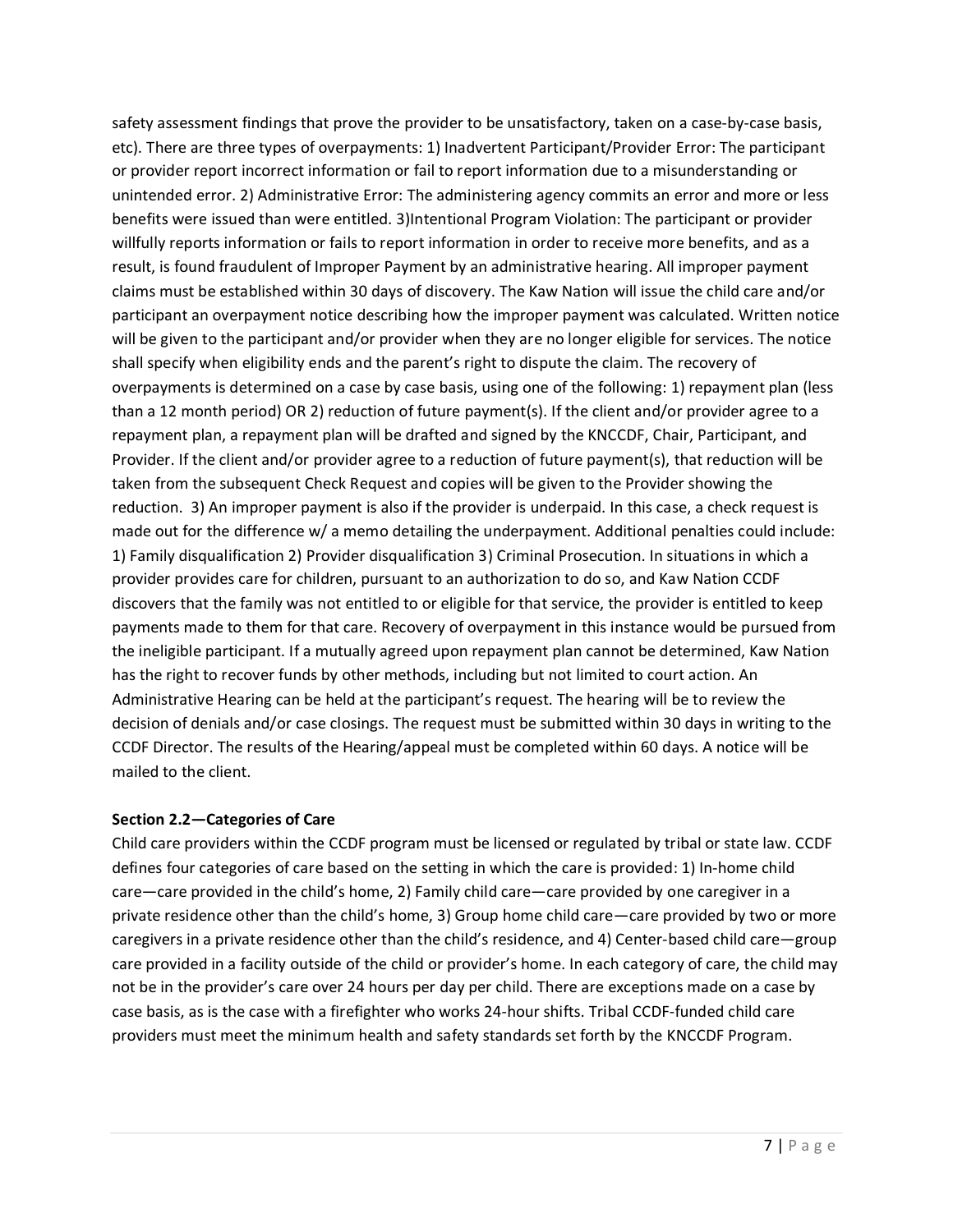safety assessment findings that prove the provider to be unsatisfactory, taken on a case-by-case basis, etc). There are three types of overpayments: 1) Inadvertent Participant/Provider Error: The participant or provider report incorrect information or fail to report information due to a misunderstanding or unintended error. 2) Administrative Error: The administering agency commits an error and more or less benefits were issued than were entitled. 3)Intentional Program Violation: The participant or provider willfully reports information or fails to report information in order to receive more benefits, and as a result, is found fraudulent of Improper Payment by an administrative hearing. All improper payment claims must be established within 30 days of discovery. The Kaw Nation will issue the child care and/or participant an overpayment notice describing how the improper payment was calculated. Written notice will be given to the participant and/or provider when they are no longer eligible for services. The notice shall specify when eligibility ends and the parent's right to dispute the claim. The recovery of overpayments is determined on a case by case basis, using one of the following: 1) repayment plan (less than a 12 month period) OR 2) reduction of future payment(s). If the client and/or provider agree to a repayment plan, a repayment plan will be drafted and signed by the KNCCDF, Chair, Participant, and Provider. If the client and/or provider agree to a reduction of future payment(s), that reduction will be taken from the subsequent Check Request and copies will be given to the Provider showing the reduction. 3) An improper payment is also if the provider is underpaid. In this case, a check request is made out for the difference w/ a memo detailing the underpayment. Additional penalties could include: 1) Family disqualification 2) Provider disqualification 3) Criminal Prosecution. In situations in which a provider provides care for children, pursuant to an authorization to do so, and Kaw Nation CCDF discovers that the family was not entitled to or eligible for that service, the provider is entitled to keep payments made to them for that care. Recovery of overpayment in this instance would be pursued from the ineligible participant. If a mutually agreed upon repayment plan cannot be determined, Kaw Nation has the right to recover funds by other methods, including but not limited to court action. An Administrative Hearing can be held at the participant's request. The hearing will be to review the decision of denials and/or case closings. The request must be submitted within 30 days in writing to the CCDF Director. The results of the Hearing/appeal must be completed within 60 days. A notice will be mailed to the client.

**Section 2.2—Categories of Care**

Child care providers within the CCDF program must be licensed or regulated by tribal or state law. CCDF defines four categories of care based on the setting in which the care is provided: 1) In-home child care—care provided in the child's home, 2) Family child care—care provided by one caregiver in a private residence other than the child's home, 3) Group home child care—care provided by two or more caregivers in a private residence other than the child's residence, and 4) Center-based child care—group care provided in a facility outside of the child or provider's home. In each category of care, the child may not be in the provider's care over 24 hours per day per child. There are exceptions made on a case by case basis, as is the case with a firefighter who works 24-hour shifts. Tribal CCDF-funded child care providers must meet the minimum health and safety standards set forth by the KNCCDF Program.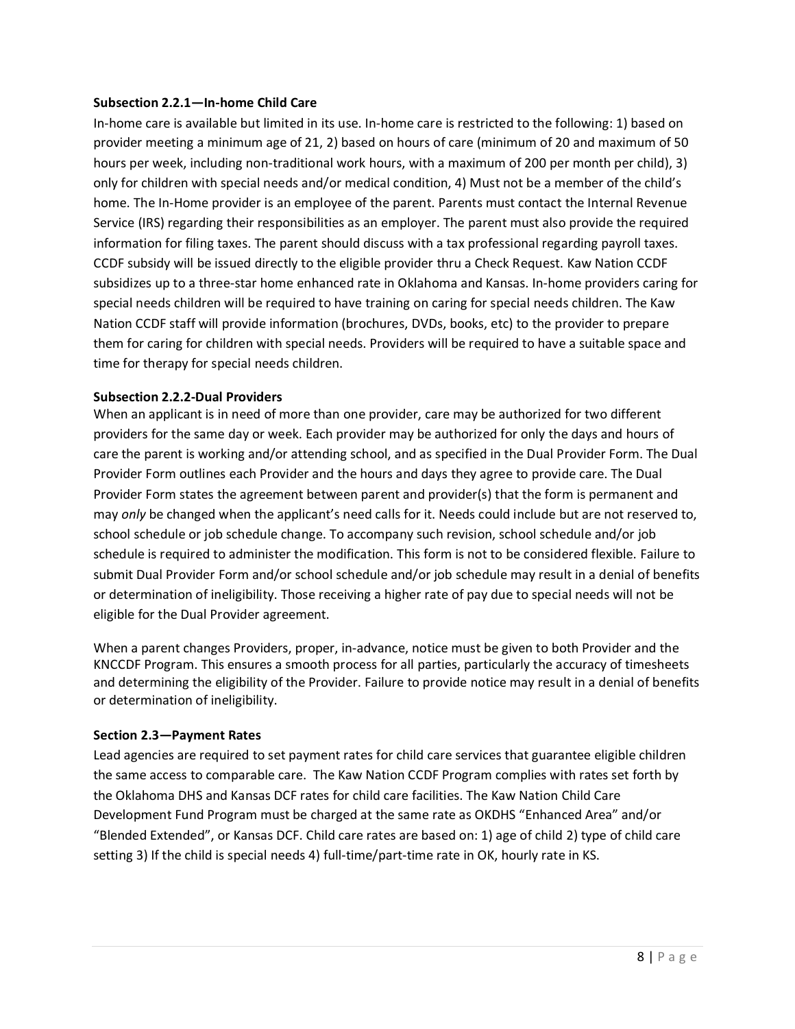### Subsection 2.2.1—In-home Child Care

In-home care is available but limited in its use. In-home care is restricted to the following: 1) based on provider meeting a minimum age of 21, 2) based on hours of care (minimum of 20 and maximum of 50 hours per week, including non-traditional work hours, with a maximum of 200 per month per child), 3) only for children with special needs and/or medical condition, 4) Must not be a member of the child's home. The In-Home provider is an employee of the parent. Parents must contact the Internal Revenue Service (IRS) regarding their responsibilities as an employer. The parent must also provide the required information for filing taxes. The parent should discuss with a tax professional regarding payroll taxes. CCDF subsidy will be issued directly to the eligible provider thru a Check Request. Kaw Nation CCDF subsidizes up to a three-star home enhanced rate in Oklahoma and Kansas. In-home providers caring for special needs children will be required to have training on caring for special needs children. The Kaw Nation CCDF staff will provide information (brochures, DVDs, books, etc) to the provider to prepare them for caring for children with special needs. Providers will be required to have a suitable space and time for therapy for special needs children.

### Subsection 2.2.2-Dual Providers

When an applicant is in need of more than one provider, care may be authorized for two different providers for the same day or week. Each provider may be authorized for only the days and hours of care the parent is working and/or attending school, and as specified in the Dual Provider Form. The Dual Provider Form outlines each Provider and the hours and days they agree to provide care. The Dual Provider Form states the agreement between parent and provider(s) that the form is permanent and may *only* be changed when the applicant's need calls for it. Needs could include but are not reserved to, school schedule or job schedule change. To accompany such revision, school schedule and/or job schedule is required to administer the modification. This form is not to be considered flexible. Failure to submit Dual Provider Form and/or school schedule and/or job schedule may result in a denial of benefits or determination of ineligibility. Those receiving a higher rate of pay due to special needs will not be eligible for the Dual Provider agreement.

When a parent changes Providers, proper, in-advance, notice must be given to both Provider and the KNCCDF Program. This ensures a smooth process for all parties, particularly the accuracy of timesheets and determining the eligibility of the Provider. Failure to provide notice may result in a denial of benefits or determination of ineligibility.

## Section 2.3—Payment Rates

Lead agencies are required to set payment rates for child care services that guarantee eligible children the same access to comparable care. The Kaw Nation CCDF Program complies with rates set forth by the Oklahoma DHS and Kansas DCF rates for child care facilities. The Kaw Nation Child Care Development Fund Program must be charged at the same rate as OKDHS "Enhanced Area" and/or "Blended Extended", or Kansas DCF. Child care rates are based on: 1) age of child 2) type of child care setting 3) If the child is special needs 4) full-time/part-time rate in OK, hourly rate in KS.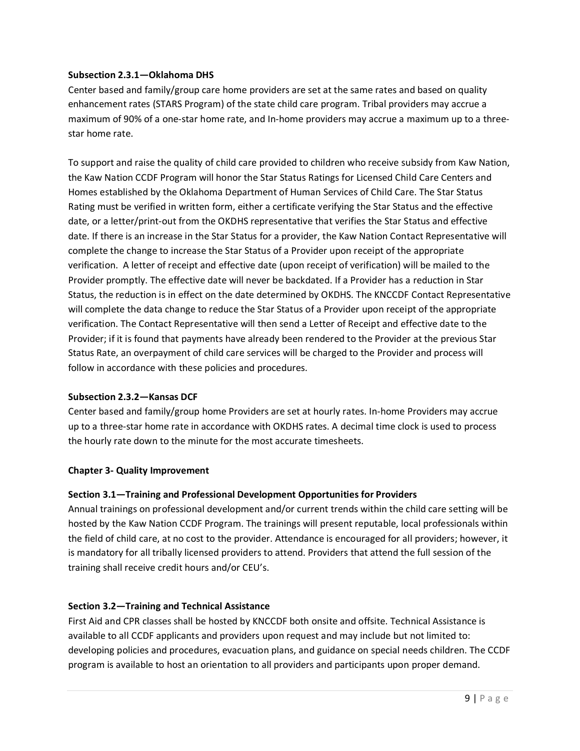### Subsection 2.3.1—Oklahoma DHS

Center based and family/group care home providers are set at the same rates and based on quality enhancement rates (STARS Program) of the state child care program. Tribal providers may accrue a maximum of 90% of a one-star home rate, and In-home providers may accrue a maximum up to a three-star home rate.

To support and raise the quality of child care provided to children who receive subsidy from Kaw Nation, the Kaw Nation CCDF Program will honor the Star Status Ratings for Licensed Child Care Centers and Homes established by the Oklahoma Department of Human Services of Child Care. The Star Status Rating must be verified in written form, either a certificate verifying the Star Status and the effective date, or a letter/print-out from the OKDHS representative that verifies the Star Status and effective date. If there is an increase in the Star Status for a provider, the Kaw Nation Contact Representative will complete the change to increase the Star Status of a Provider upon receipt of the appropriate verification. A letter of receipt and effective date (upon receipt of verification) will be mailed to the Provider promptly. The effective date will never be backdated. If a Provider has a reduction in Star Status, the reduction is in effect on the date determined by OKDHS. The KNCCDF Contact Representative will complete the data change to reduce the Star Status of a Provider upon receipt of the appropriate verification. The Contact Representative will then send a Letter of Receipt and effective date to the Provider; if it is found that payments have already been rendered to the Provider at the previous Star Status Rate, an overpayment of child care services will be charged to the Provider and process will follow in accordance with these policies and procedures.

### Subsection 2.3.2—Kansas DCF

Center based and family/group home Providers are set at hourly rates. In-home Providers may accrue up to a three-star home rate in accordance with OKDHS rates. A decimal time clock is used to process the hourly rate down to the minute for the most accurate timesheets.

## Chapter 3- Quality Improvement

### Section 3.1—Training and Professional Development Opportunities for Providers

Annual trainings on professional development and/or current trends within the child care setting will be hosted by the Kaw Nation CCDF Program. The trainings will present reputable, local professionals within the field of child care, at no cost to the provider. Attendance is encouraged for all providers; however, it is mandatory for all tribally licensed providers to attend. Providers that attend the full session of the training shall receive credit hours and/or CEU's.

### Section 3.2—Training and Technical Assistance

First Aid and CPR classes shall be hosted by KNCCDF both onsite and offsite. Technical Assistance is available to all CCDF applicants and providers upon request and may include but not limited to: developing policies and procedures, evacuation plans, and guidance on special needs children. The CCDF program is available to host an orientation to all providers and participants upon proper demand.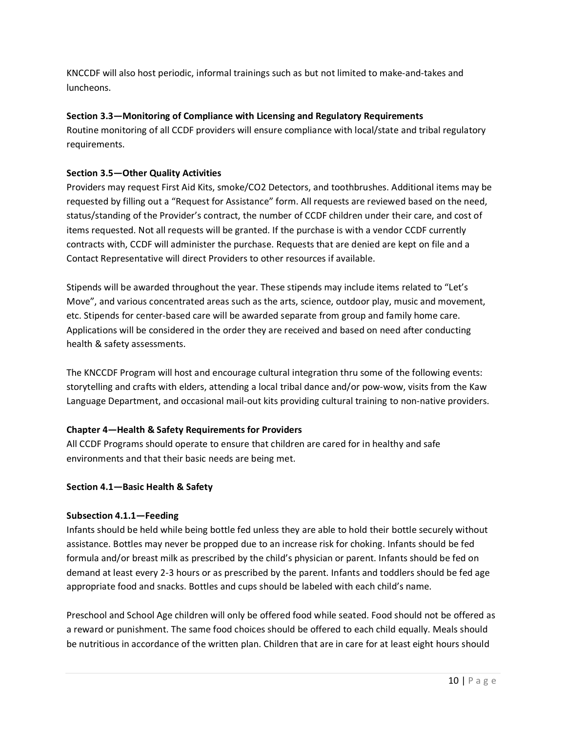KNCCDF will also host periodic, informal trainings such as but not limited to make-and-takes and luncheons.

**Section 3.3—Monitoring of Compliance with Licensing and Regulatory Requirements**

Routine monitoring of all CCDF providers will ensure compliance with local/state and tribal regulatory requirements.

**Section 3.5—Other Quality Activities**

Providers may request First Aid Kits, smoke/CO2 Detectors, and toothbrushes. Additional items may be requested by filling out a "Request for Assistance" form. All requests are reviewed based on the need, status/standing of the Provider's contract, the number of CCDF children under their care, and cost of items requested. Not all requests will be granted. If the purchase is with a vendor CCDF currently contracts with, CCDF will administer the purchase. Requests that are denied are kept on file and a Contact Representative will direct Providers to other resources if available.

Stipends will be awarded throughout the year. These stipends may include items related to "Let's Move", and various concentrated areas such as the arts, science, outdoor play, music and movement, etc. Stipends for center-based care will be awarded separate from group and family home care. Applications will be considered in the order they are received and based on need after conducting health & safety assessments.

The KNCCDF Program will host and encourage cultural integration thru some of the following events: storytelling and crafts with elders, attending a local tribal dance and/or pow-wow, visits from the Kaw Language Department, and occasional mail-out kits providing cultural training to non-native providers.

**Chapter 4—Health & Safety Requirements for Providers**

All CCDF Programs should operate to ensure that children are cared for in healthy and safe environments and that their basic needs are being met.

**Section 4.1—Basic Health & Safety**

**Subsection 4.1.1—Feeding**

Infants should be held while being bottle fed unless they are able to hold their bottle securely without assistance. Bottles may never be propped due to an increase risk for choking. Infants should be fed formula and/or breast milk as prescribed by the child's physician or parent. Infants should be fed on demand at least every 2-3 hours or as prescribed by the parent. Infants and toddlers should be fed age appropriate food and snacks. Bottles and cups should be labeled with each child's name.

Preschool and School Age children will only be offered food while seated. Food should not be offered as a reward or punishment. The same food choices should be offered to each child equally. Meals should be nutritious in accordance of the written plan. Children that are in care for at least eight hours should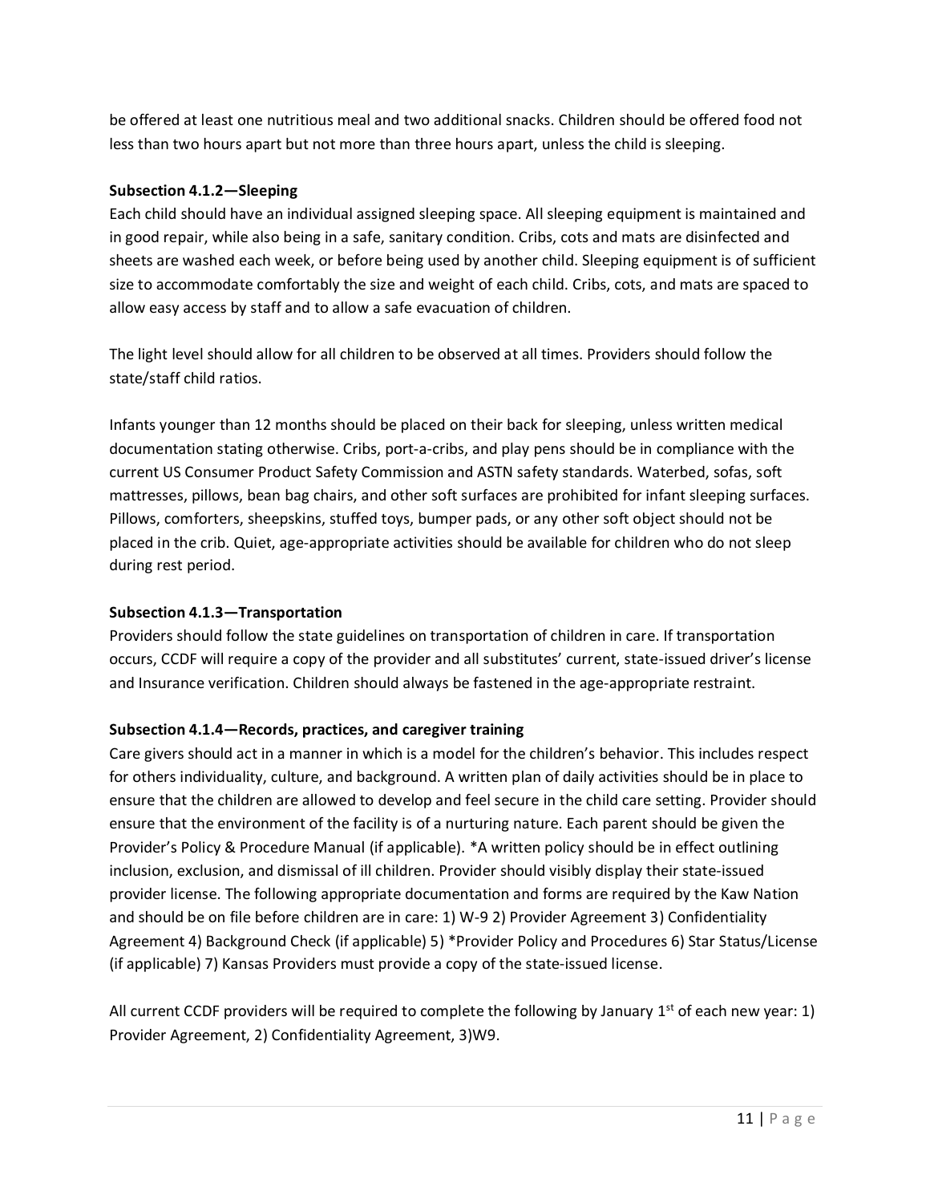be offered at least one nutritious meal and two additional snacks. Children should be offered food not less than two hours apart but not more than three hours apart, unless the child is sleeping.

**Subsection 4.1.2—Sleeping**

Each child should have an individual assigned sleeping space. All sleeping equipment is maintained and in good repair, while also being in a safe, sanitary condition. Cribs, cots and mats are disinfected and sheets are washed each week, or before being used by another child. Sleeping equipment is of sufficient size to accommodate comfortably the size and weight of each child. Cribs, cots, and mats are spaced to allow easy access by staff and to allow a safe evacuation of children.

The light level should allow for all children to be observed at all times. Providers should follow the state/staff child ratios.

Infants younger than 12 months should be placed on their back for sleeping, unless written medical documentation stating otherwise. Cribs, port-a-cribs, and play pens should be in compliance with the current US Consumer Product Safety Commission and ASTN safety standards. Waterbed, sofas, soft mattresses, pillows, bean bag chairs, and other soft surfaces are prohibited for infant sleeping surfaces. Pillows, comforters, sheepskins, stuffed toys, bumper pads, or any other soft object should not be placed in the crib. Quiet, age-appropriate activities should be available for children who do not sleep during rest period.

**Subsection 4.1.3—Transportation**

Providers should follow the state guidelines on transportation of children in care. If transportation occurs, CCDF will require a copy of the provider and all substitutes' current, state-issued driver's license and Insurance verification. Children should always be fastened in the age-appropriate restraint.

**Subsection 4.1.4—Records, practices, and caregiver training**

Care givers should act in a manner in which is a model for the children's behavior. This includes respect for others individuality, culture, and background. A written plan of daily activities should be in place to ensure that the children are allowed to develop and feel secure in the child care setting. Provider should ensure that the environment of the facility is of a nurturing nature. Each parent should be given the Provider's Policy & Procedure Manual (if applicable). *A written policy should be in effect outlining inclusion, exclusion, and dismissal of ill children. Provider should visibly display their state-issued provider license. The following appropriate documentation and forms are required by the Kaw Nation and should be on file before children are in care: 1) W-9 2) Provider Agreement 3) Confidentiality Agreement 4) Background Check (if applicable) 5) *Provider Policy and Procedures 6) Star Status/License (if applicable) 7) Kansas Providers must provide a copy of the state-issued license.

All current CCDF providers will be required to complete the following by January 1st of each new year: 1) Provider Agreement, 2) Confidentiality Agreement, 3)W9.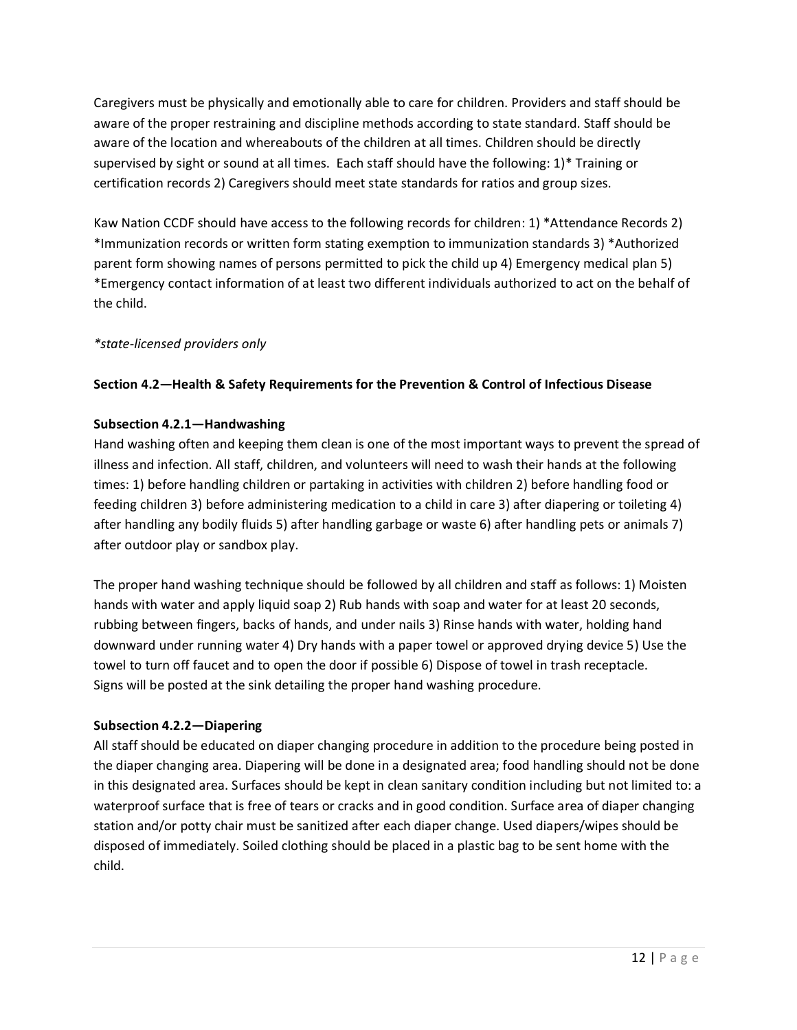Caregivers must be physically and emotionally able to care for children. Providers and staff should be aware of the proper restraining and discipline methods according to state standard. Staff should be aware of the location and whereabouts of the children at all times. Children should be directly supervised by sight or sound at all times. Each staff should have the following: 1)* Training or certification records 2) Caregivers should meet state standards for ratios and group sizes.

Kaw Nation CCDF should have access to the following records for children: 1) *Attendance Records 2) *Immunization records or written form stating exemption to immunization standards 3) *Authorized parent form showing names of persons permitted to pick the child up 4) Emergency medical plan 5) *Emergency contact information of at least two different individuals authorized to act on the behalf of the child.

*\*state-licensed providers only*

**Section 4.2—Health & Safety Requirements for the Prevention & Control of Infectious Disease**

**Subsection 4.2.1—Handwashing**

Hand washing often and keeping them clean is one of the most important ways to prevent the spread of illness and infection. All staff, children, and volunteers will need to wash their hands at the following times: 1) before handling children or partaking in activities with children 2) before handling food or feeding children 3) before administering medication to a child in case 3) after diapering or toileting 4) after handling any bodily fluids 5) after handling garbage or waste 6) after handling pets or animals 7) after outdoor play or sandbox play.

The proper hand washing technique should be followed by all children and staff as follows: 1) Moisten hands with water and apply liquid soap 2) Rub hands with soap and water for at least 20 seconds, rubbing between fingers, backs of hands, and under nails 3) Rinse hands with water, holding hand downward under running water 4) Dry hands with a paper towel or approved drying device 5) Use the towel to turn off faucet and to open the door if possible 6) Dispose of towel in trash receptacle. Signs will be posted at the sink detailing the proper hand washing procedure.

**Subsection 4.2.2—Diapering**

All staff should be educated on diaper changing procedure in addition to the procedure being posted in the diaper changing area. Diapering will be done in a designated area; food handling should not be done in this designated area. Surfaces should be kept in clean sanitary condition including but not limited to: a waterproof surface that is free of tears or cracks and in good condition. Surface area of diaper changing station and/or potty chair must be sanitized after each diaper change. Used diapers/wipes should be disposed of immediately. Soiled clothing should be placed in a plastic bag to be sent home with the child.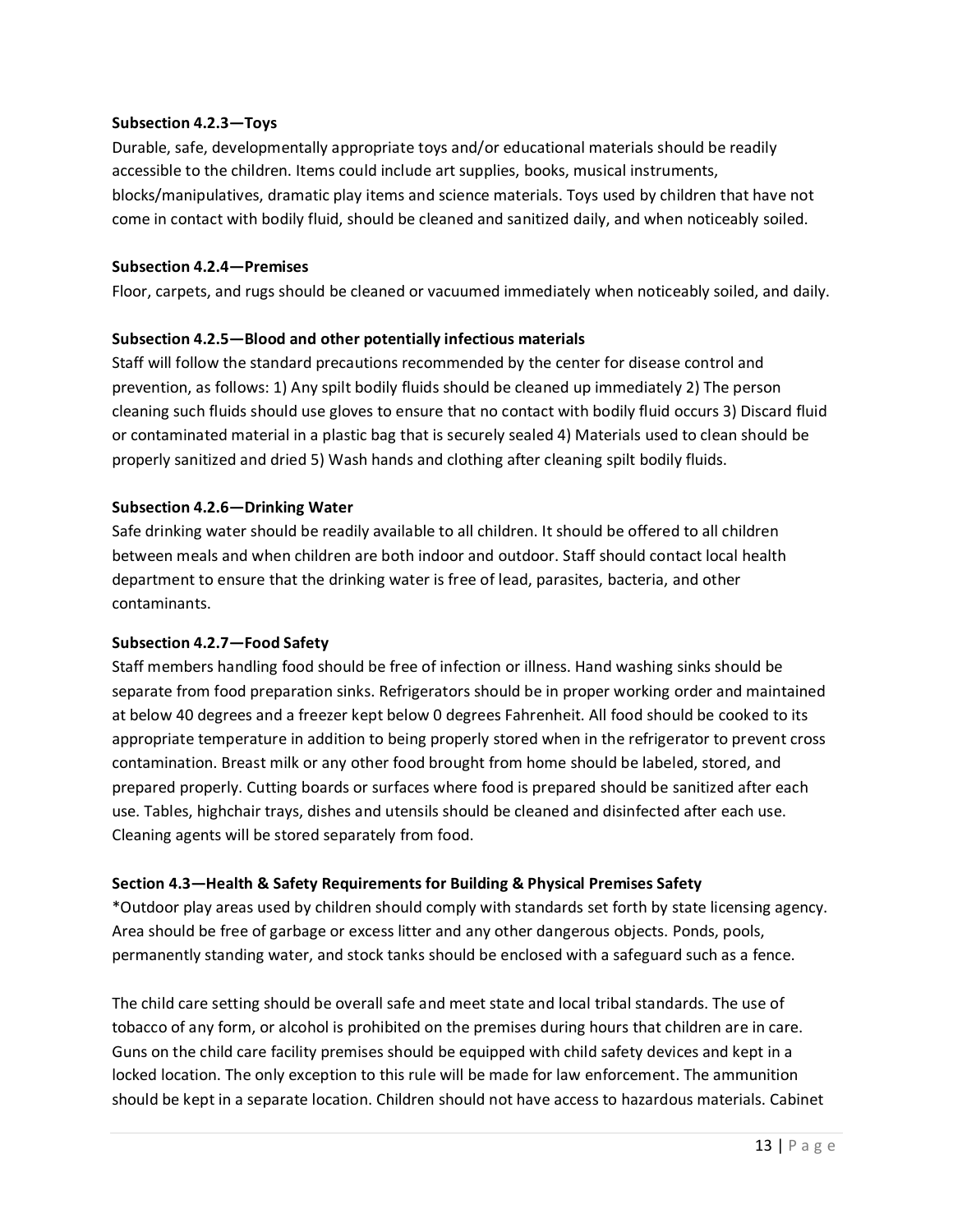**Subsection 4.2.3—Toys**

Durable, safe, developmentally appropriate toys and/or educational materials should be readily accessible to the children. Items could include art supplies, books, musical instruments, blocks/manipulatives, dramatic play items and science materials. Toys used by children that have not come in contact with bodily fluid, should be cleaned and sanitized daily, and when noticeably soiled.

**Subsection 4.2.4—Premises**

Floor, carpets, and rugs should be cleaned or vacuumed immediately when noticeably soiled, and daily.

**Subsection 4.2.5—Blood and other potentially infectious materials**

Staff will follow the standard precautions recommended by the center for disease control and prevention, as follows: 1) Any spilt bodily fluids should be cleaned up immediately 2) The person cleaning such fluids should use gloves to ensure that no contact with bodily fluid occurs 3) Discard fluid or contaminated material in a plastic bag that is securely sealed 4) Materials used to clean should be properly sanitized and dried 5) Wash hands and clothing after cleaning spilt bodily fluids.

**Subsection 4.2.6—Drinking Water**

Safe drinking water should be readily available to all children. It should be offered to all children between meals and when children are both indoor and outdoor. Staff should contact local health department to ensure that the drinking water is free of lead, parasites, bacteria, and other contaminants.

**Subsection 4.2.7—Food Safety**

Staff members handling food should be free of infection or illness. Hand washing sinks should be separate from food preparation sinks. Refrigerators should be in proper working order and maintained at below 40 degrees and a freezer kept below 0 degrees Fahrenheit. All food should be cooked to its appropriate temperature in addition to being properly stored when in the refrigerator to prevent cross contamination. Breast milk or any other food brought from home should be labeled, stored, and prepared properly. Cutting boards or surfaces where food is prepared should be sanitized after each use. Tables, highchair trays, dishes and utensils should be cleaned and disinfected after each use. Cleaning agents will be stored separately from food.

**Section 4.3—Health & Safety Requirements for Building & Physical Premises Safety**

*Outdoor play areas used by children should comply with standards set forth by state licensing agency. Area should be free of garbage or excess litter and any other dangerous objects. Ponds, pools, permanently standing water, and stock tanks should be enclosed with a safeguard such as a fence.

The child care setting should be overall safe and meet state and local tribal standards. The use of tobacco of any form, or alcohol is prohibited on the premises during hours that children are in care. Guns on the child care facility premises should be equipped with child safety devices and kept in a locked location. The only exception to this rule will be made for law enforcement. The ammunition should be kept in a separate location. Children should not have access to hazardous materials. Cabinet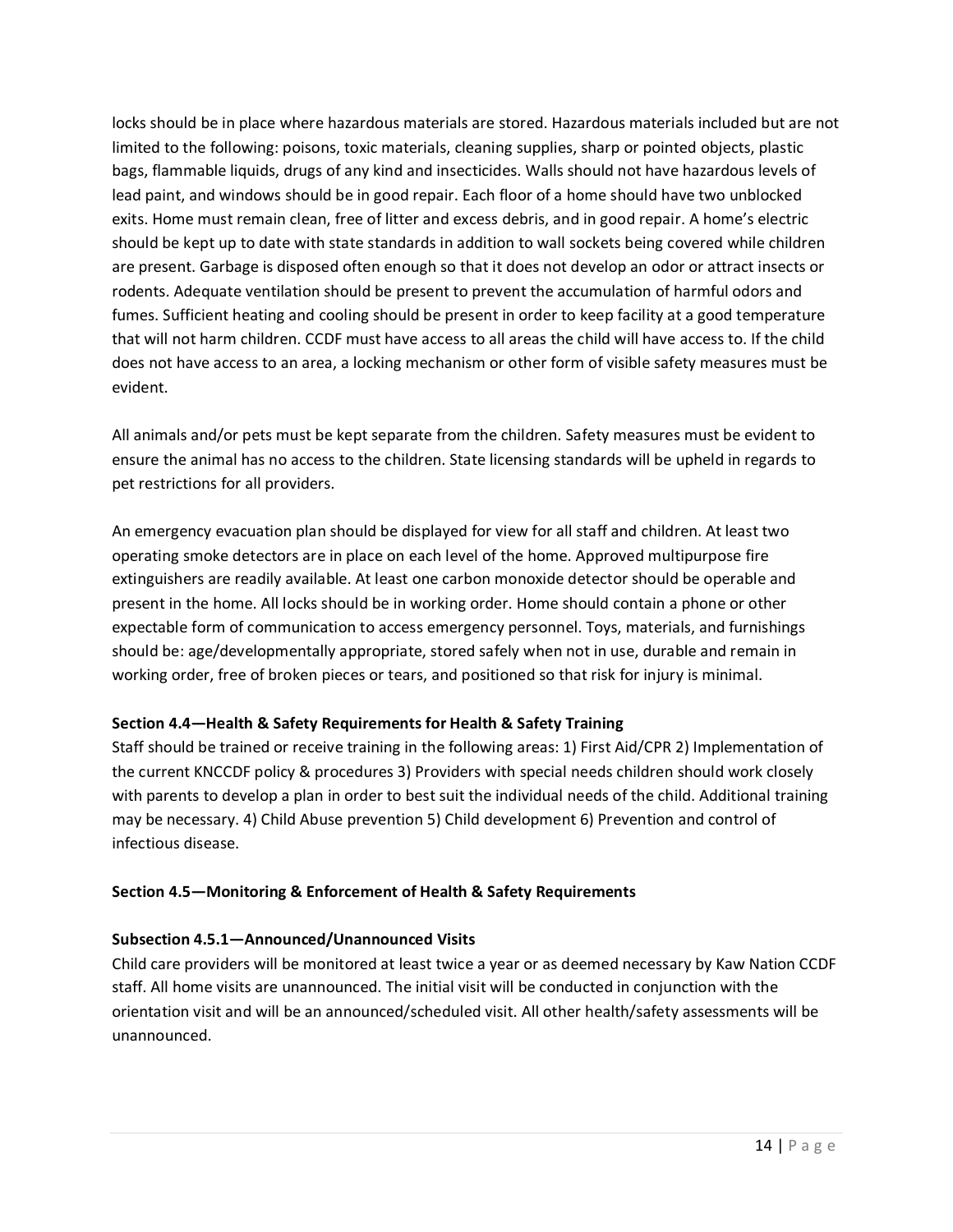locks should be in place where hazardous materials are stored. Hazardous materials included but are not limited to the following: poisons, toxic materials, cleaning supplies, sharp or pointed objects, plastic bags, flammable liquids, drugs of any kind and insecticides. Walls should not have hazardous levels of lead paint, and windows should be in good repair. Each floor of a home should have two unblocked exits. Home must remain clean, free of litter and excess debris, and in good repair. A home's electric should be kept up to date with state standards in addition to wall sockets being covered while children are present. Garbage is disposed often enough so that it does not develop an odor or attract insects or rodents. Adequate ventilation should be present to prevent the accumulation of harmful odors and fumes. Sufficient heating and cooling should be present in order to keep facility at a good temperature that will not harm children. CCDF must have access to all areas the child will have access to. If the child does not have access to an area, a locking mechanism or other form of visible safety measures must be evident.

All animals and/or pets must be kept separate from the children. Safety measures must be evident to ensure the animal has no access to the children. State licensing standards will be upheld in regards to pet restrictions for all providers.

An emergency evacuation plan should be displayed for view for all staff and children. At least two operating smoke detectors are in place on each level of the home. Approved multipurpose fire extinguishers are readily available. At least one carbon monoxide detector should be operable and present in the home. All locks should be in working order. Home should contain a phone or other expectable form of communication to access emergency personnel. Toys, materials, and furnishings should be: age/developmentally appropriate, stored safely when not in use, durable and remain in working order, free of broken pieces or tears, and positioned so that risk for injury is minimal.

**Section 4.4—Health & Safety Requirements for Health & Safety Training**

Staff should be trained or receive training in the following areas: 1) First Aid/CPR 2) Implementation of the current KNCCDF policy & procedures 3) Providers with special needs children should work closely with parents to develop a plan in order to best suit the individual needs of the child. Additional training may be necessary. 4) Child Abuse prevention 5) Child development 6) Prevention and control of infectious disease.

**Section 4.5—Monitoring & Enforcement of Health & Safety Requirements**

**Subsection 4.5.1—Announced/Unannounced Visits**

Child care providers will be monitored at least twice a year or as deemed necessary by Kaw Nation CCDF staff. All home visits are unannounced. The initial visit will be conducted in conjunction with the orientation visit and will be an announced/scheduled visit. All other health/safety assessments will be unannounced.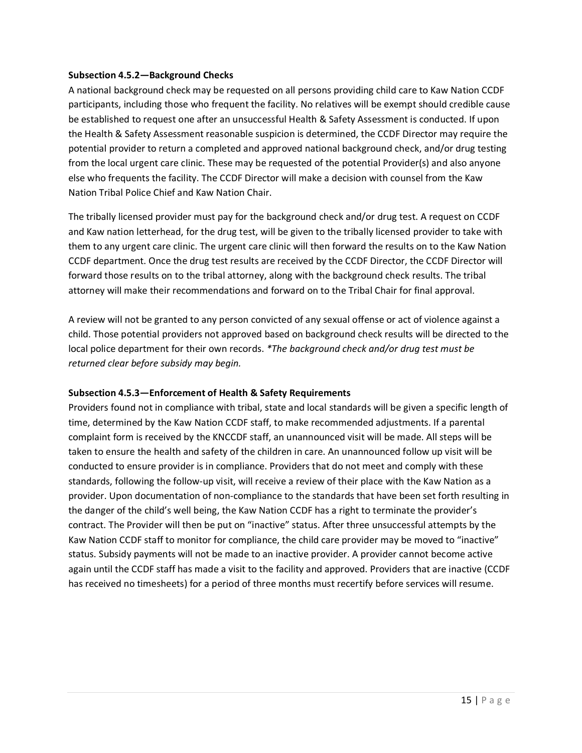**Subsection 4.5.2—Background Checks**

A national background check may be requested on all persons providing child care to Kaw Nation CCDF participants, including those who frequent the facility. No relatives will be exempt should credible cause be established to request one after an unsuccessful Health & Safety Assessment is conducted. If upon the Health & Safety Assessment reasonable suspicion is determined, the CCDF Director may require the potential provider to return a completed and approved national background check, and/or drug testing from the local urgent care clinic. These may be requested of the potential Provider(s) and also anyone else who frequents the facility. The CCDF Director will make a decision with counsel from the Kaw Nation Tribal Police Chief and Kaw Nation Chair.

The tribally licensed provider must pay for the background check and/or drug test. A request on CCDF and Kaw nation letterhead, for the drug test, will be given to the tribally licensed provider to take with them to any urgent care clinic. The urgent care clinic will then forward the results on to the Kaw Nation CCDF department. Once the drug test results are received by the CCDF Director, the CCDF Director will forward those results on to the tribal attorney, along with the background check results. The tribal attorney will make their recommendations and forward on to the Tribal Chair for final approval.

A review will not be granted to any person convicted of any sexual offense or act of violence against a child. Those potential providers not approved based on background check results will be directed to the local police department for their own records. *\*The background check and/or drug test must be returned clear before subsidy may begin.*

**Subsection 4.5.3—Enforcement of Health & Safety Requirements**

Providers found not in compliance with tribal, state and local standards will be given a specific length of time, determined by the Kaw Nation CCDF staff, to make recommended adjustments. If a parental complaint form is received by the KNCCDF staff, an unannounced visit will be made. All steps will be taken to ensure the health and safety of the children in care. An unannounced follow up visit will be conducted to ensure provider is in compliance. Providers that do not meet and comply with these standards, following the follow-up visit, will receive a review of their place with the Kaw Nation as a provider. Upon documentation of non-compliance to the standards that have been set forth resulting in the danger of the child's well being, the Kaw Nation CCDF has a right to terminate the provider's contract. The Provider will then be put on "inactive" status. After three unsuccessful attempts by the Kaw Nation CCDF staff to monitor for compliance, the child care provider may be moved to "inactive" status. Subsidy payments will not be made to an inactive provider. A provider cannot become active again until the CCDF staff has made a visit to the facility and approved. Providers that are inactive (CCDF has received no timesheets) for a period of three months must recertify before services will resume.